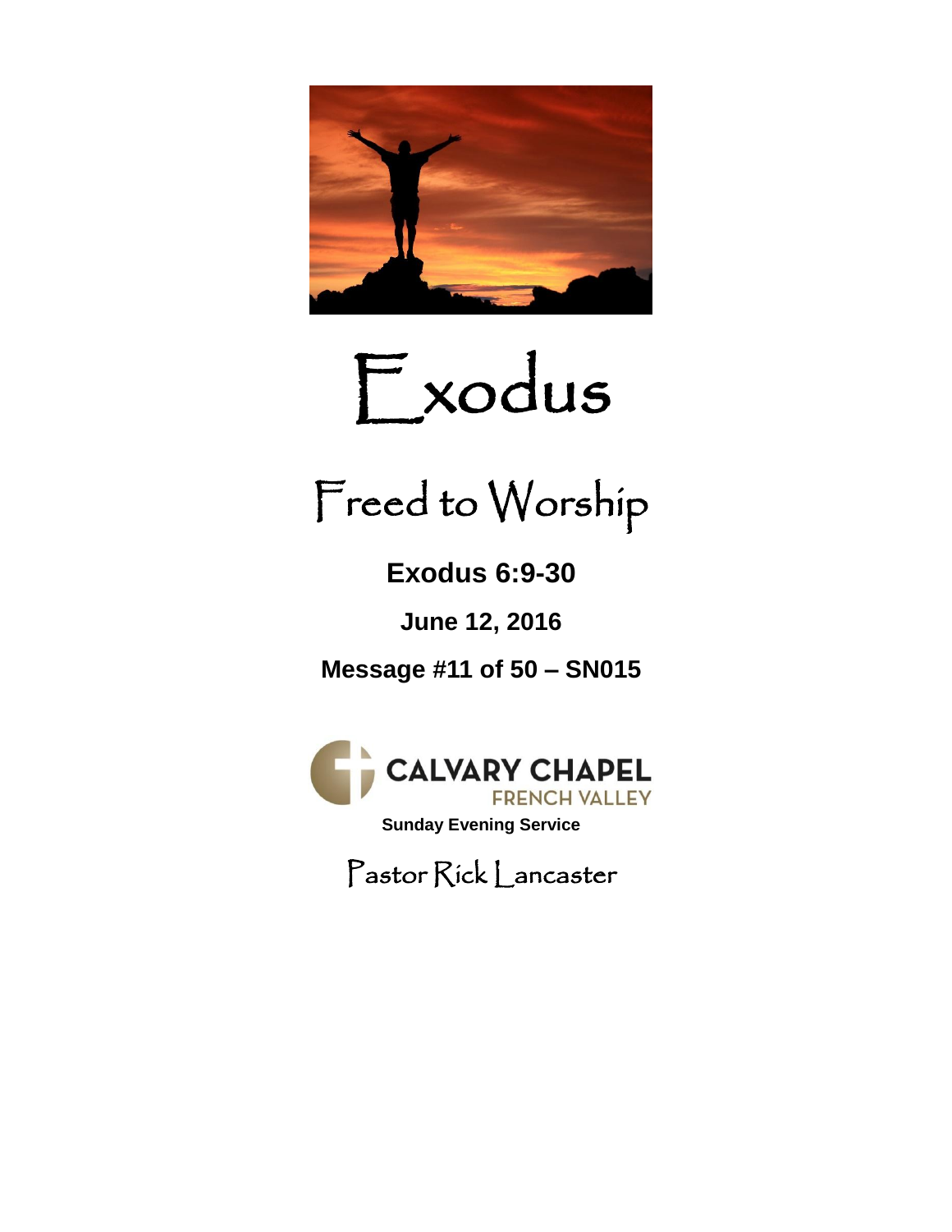# Exodus

## Freed to Worship

**Exodus 6:9-30**

**June 12, 2016**

**Message #11 of 50 – SN015**

CALVARY CHAPEL
FRENCH VALLEY

**Sunday Evening Service**

Pastor Rick Lancaster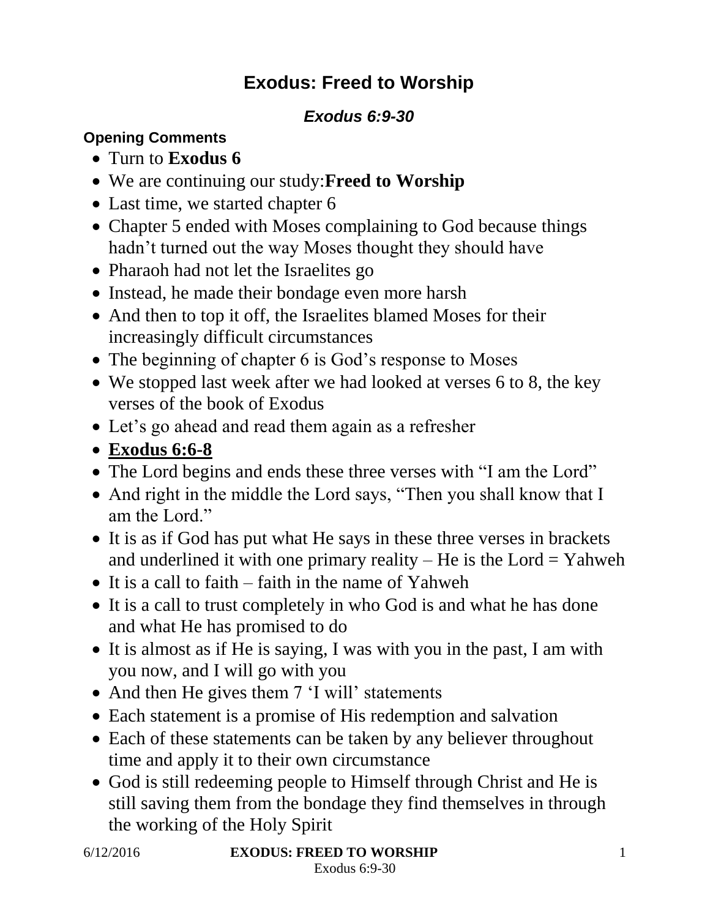# Exodus: Freed to Worship

### *Exodus 6:9-30*

#### Opening Comments

- Turn to **Exodus 6**
- We are continuing our study:**Freed to Worship**
- Last time, we started chapter 6
- Chapter 5 ended with Moses complaining to God because things hadn't turned out the way Moses thought they should have
- Pharaoh had not let the Israelites go
- Instead, he made their bondage even more harsh
- And then to top it off, the Israelites blamed Moses for their increasingly difficult circumstances
- The beginning of chapter 6 is God's response to Moses
- We stopped last week after we had looked at verses 6 to 8, the key verses of the book of Exodus
- Let's go ahead and read them again as a refresher
- **<u>Exodus 6:6-8</u>**
- The Lord begins and ends these three verses with "I am the Lord"
- And right in the middle the Lord says, "Then you shall know that I am the Lord."
- It is as if God has put what He says in these three verses in brackets and underlined it with one primary reality – He is the Lord = Yahweh
- It is a call to faith – faith in the name of Yahweh
- It is a call to trust completely in who God is and what he has done and what He has promised to do
- It is almost as if He is saying, I was with you in the past, I am with you now, and I will go with you
- And then He gives them 7 'I will' statements
- Each statement is a promise of His redemption and salvation
- Each of these statements can be taken by any believer throughout time and apply it to their own circumstance
- God is still redeeming people to Himself through Christ and He is still saving them from the bondage they find themselves in through the working of the Holy Spirit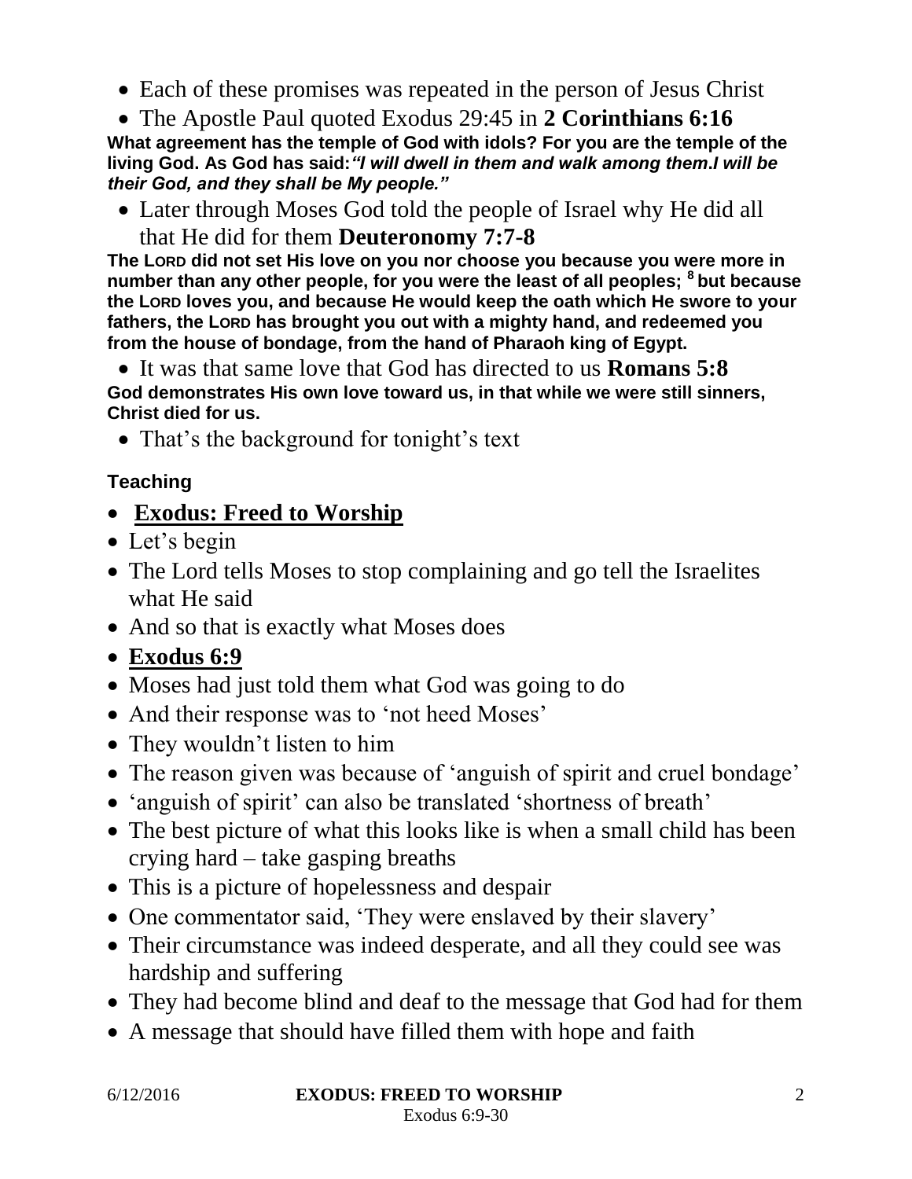- Each of these promises was repeated in the person of Jesus Christ
- The Apostle Paul quoted Exodus 29:45 in **2 Corinthians 6:16**

**What agreement has the temple of God with idols? For you are the temple of the living God. As God has said:*"I will dwell in them and walk among them.I will be their God, and they shall be My people."***

- Later through Moses God told the people of Israel why He did all that He did for them **Deuteronomy 7:7-8**

**The LORD did not set His love on you nor choose you because you were more in number than any other people, for you were the least of all peoples; [8] but because the LORD loves you, and because He would keep the oath which He swore to your fathers, the LORD has brought you out with a mighty hand, and redeemed you from the house of bondage, from the hand of Pharaoh king of Egypt.**

- It was that same love that God has directed to us **Romans 5:8**

**God demonstrates His own love toward us, in that while we were still sinners, Christ died for us.**

- That's the background for tonight's text

**Teaching**

- **<u>Exodus: Freed to Worship</u>**
- Let's begin
- The Lord tells Moses to stop complaining and go tell the Israelites what He said
- And so that is exactly what Moses does
- **<u>Exodus 6:9</u>**
- Moses had just told them what God was going to do
- And their response was to 'not heed Moses'
- They wouldn't listen to him
- The reason given was because of 'anguish of spirit and cruel bondage'
- 'anguish of spirit' can also be translated 'shortness of breath'
- The best picture of what this looks like is when a small child has been crying hard – take gasping breaths
- This is a picture of hopelessness and despair
- One commentator said, 'They were enslaved by their slavery'
- Their circumstance was indeed desperate, and all they could see was hardship and suffering
- They had become blind and deaf to the message that God had for them
- A message that should have filled them with hope and faith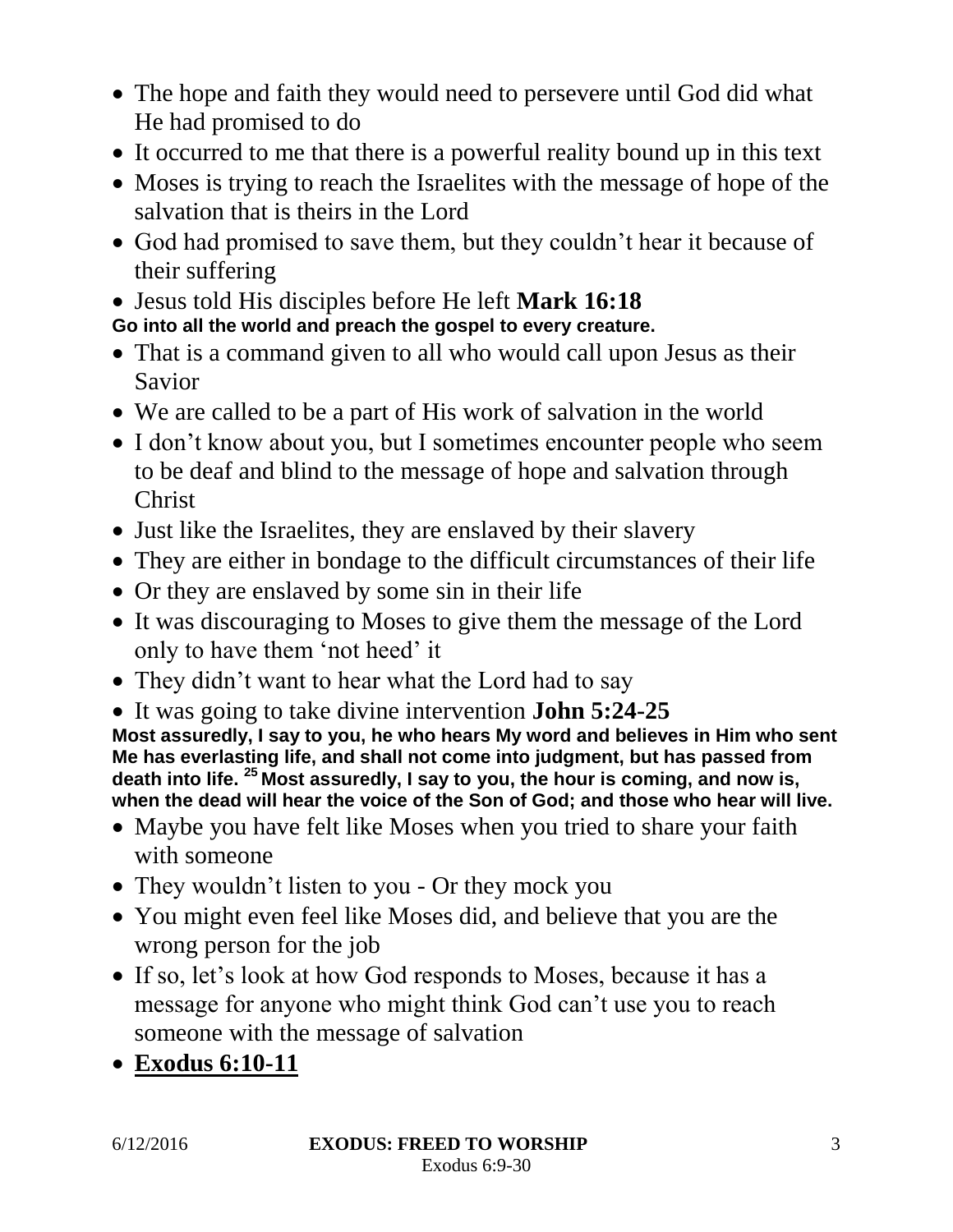- The hope and faith they would need to persevere until God did what He had promised to do
- It occurred to me that there is a powerful reality bound up in this text
- Moses is trying to reach the Israelites with the message of hope of the salvation that is theirs in the Lord
- God had promised to save them, but they couldn't hear it because of their suffering
- Jesus told His disciples before He left **Mark 16:18**

**Go into all the world and preach the gospel to every creature.**

- That is a command given to all who would call upon Jesus as their Savior
- We are called to be a part of His work of salvation in the world
- I don't know about you, but I sometimes encounter people who seem to be deaf and blind to the message of hope and salvation through Christ
- Just like the Israelites, they are enslaved by their slavery
- They are either in bondage to the difficult circumstances of their life
- Or they are enslaved by some sin in their life
- It was discouraging to Moses to give them the message of the Lord only to have them 'not heed' it
- They didn't want to hear what the Lord had to say
- It was going to take divine intervention **John 5:24-25**

**Most assuredly, I say to you, he who hears My word and believes in Him who sent Me has everlasting life, and shall not come into judgment, but has passed from death into life. [25] Most assuredly, I say to you, the hour is coming, and now is, when the dead will hear the voice of the Son of God; and those who hear will live.**

- Maybe you have felt like Moses when you tried to share your faith with someone
- They wouldn't listen to you - Or they mock you
- You might even feel like Moses did, and believe that you are the wrong person for the job
- If so, let's look at how God responds to Moses, because it has a message for anyone who might think God can't use you to reach someone with the message of salvation
- **Exodus 6:10-11**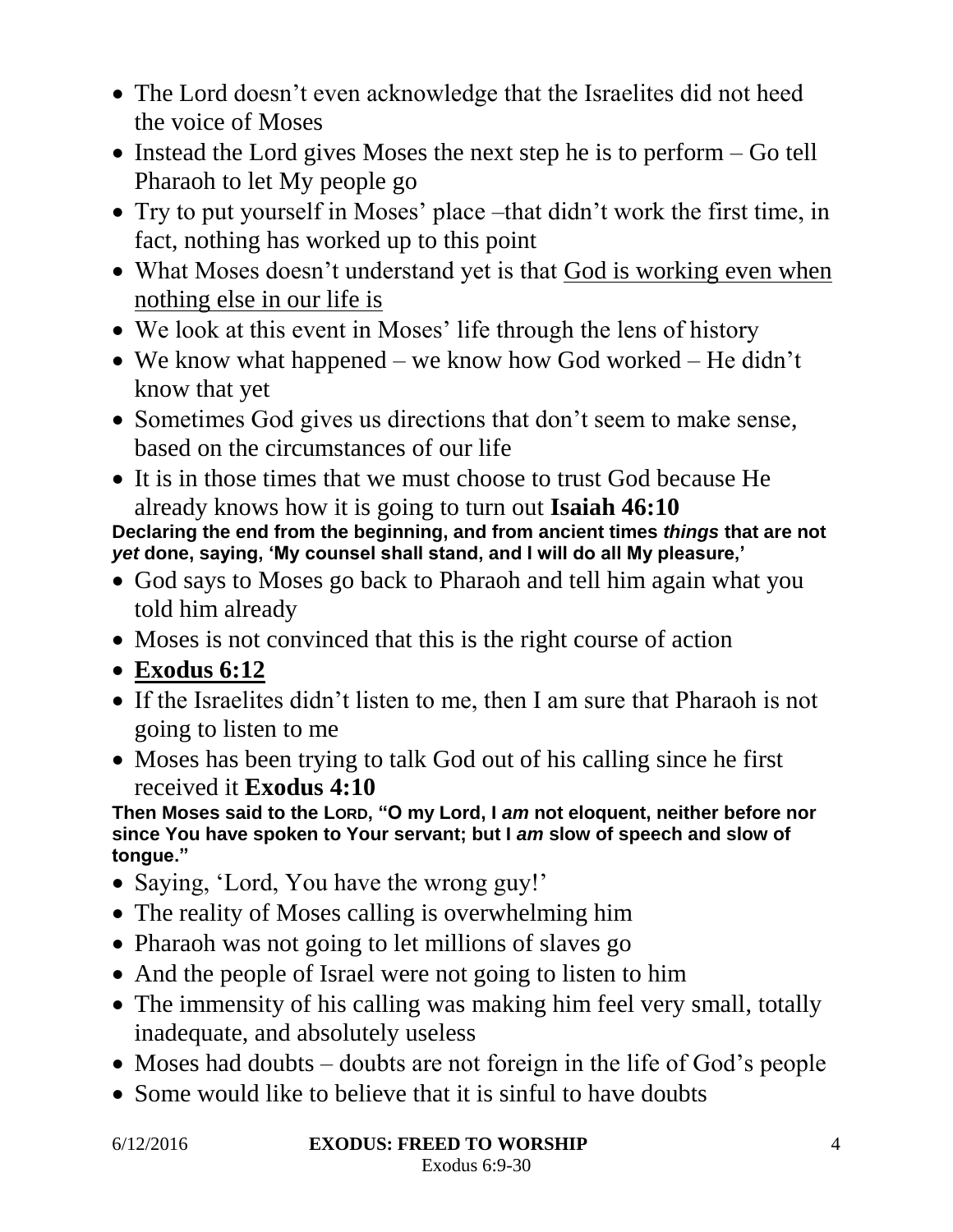- The Lord doesn't even acknowledge that the Israelites did not heed the voice of Moses
- Instead the Lord gives Moses the next step he is to perform – Go tell Pharaoh to let My people go
- Try to put yourself in Moses' place –that didn't work the first time, in fact, nothing has worked up to this point
- What Moses doesn't understand yet is that <u>God is working even when nothing else in our life is</u>
- We look at this event in Moses' life through the lens of history
- We know what happened – we know how God worked – He didn't know that yet
- Sometimes God gives us directions that don't seem to make sense, based on the circumstances of our life
- It is in those times that we must choose to trust God because He already knows how it is going to turn out **Isaiah 46:10**

**Declaring the end from the beginning, and from ancient times *things* that are not *yet* done, saying, 'My counsel shall stand, and I will do all My pleasure,'**

- God says to Moses go back to Pharaoh and tell him again what you told him already
- Moses is not convinced that this is the right course of action
- **<u>Exodus 6:12</u>**
- If the Israelites didn't listen to me, then I am sure that Pharaoh is not going to listen to me
- Moses has been trying to talk God out of his calling since he first received it **Exodus 4:10**

**Then Moses said to the LORD, "O my Lord, I *am* not eloquent, neither before nor since You have spoken to Your servant; but I *am* slow of speech and slow of tongue."**

- Saying, 'Lord, You have the wrong guy!'
- The reality of Moses calling is overwhelming him
- Pharaoh was not going to let millions of slaves go
- And the people of Israel were not going to listen to him
- The immensity of his calling was making him feel very small, totally inadequate, and absolutely useless
- Moses had doubts – doubts are not foreign in the life of God's people
- Some would like to believe that it is sinful to have doubts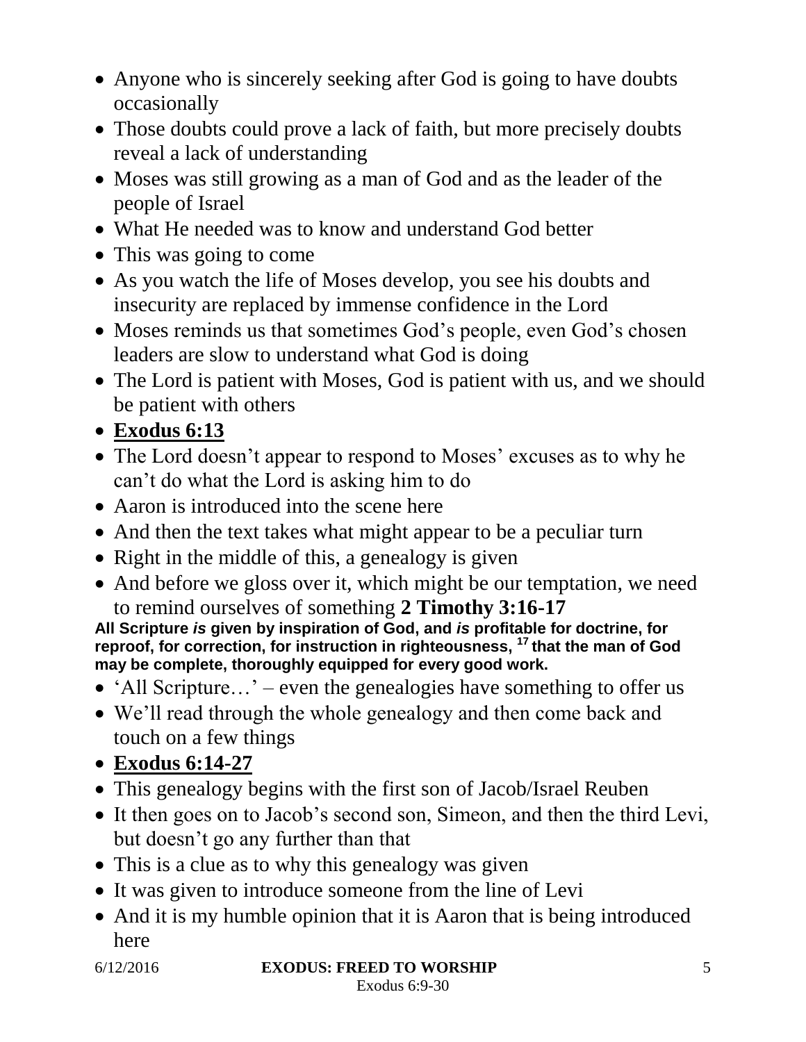- Anyone who is sincerely seeking after God is going to have doubts occasionally
- Those doubts could prove a lack of faith, but more precisely doubts reveal a lack of understanding
- Moses was still growing as a man of God and as the leader of the people of Israel
- What He needed was to know and understand God better
- This was going to come
- As you watch the life of Moses develop, you see his doubts and insecurity are replaced by immense confidence in the Lord
- Moses reminds us that sometimes God's people, even God's chosen leaders are slow to understand what God is doing
- The Lord is patient with Moses, God is patient with us, and we should be patient with others
- **<u>Exodus 6:13</u>**
- The Lord doesn't appear to respond to Moses' excuses as to why he can't do what the Lord is asking him to do
- Aaron is introduced into the scene here
- And then the text takes what might appear to be a peculiar turn
- Right in the middle of this, a genealogy is given
- And before we gloss over it, which might be our temptation, we need to remind ourselves of something **2 Timothy 3:16-17**

**All Scripture *is* given by inspiration of God, and *is* profitable for doctrine, for reproof, for correction, for instruction in righteousness, [17] that the man of God may be complete, thoroughly equipped for every good work.**

- 'All Scripture…' – even the genealogies have something to offer us
- We'll read through the whole genealogy and then come back and touch on a few things
- **<u>Exodus 6:14-27</u>**
- This genealogy begins with the first son of Jacob/Israel Reuben
- It then goes on to Jacob's second son, Simeon, and then the third Levi, but doesn't go any further than that
- This is a clue as to why this genealogy was given
- It was given to introduce someone from the line of Levi
- And it is my humble opinion that it is Aaron that is being introduced here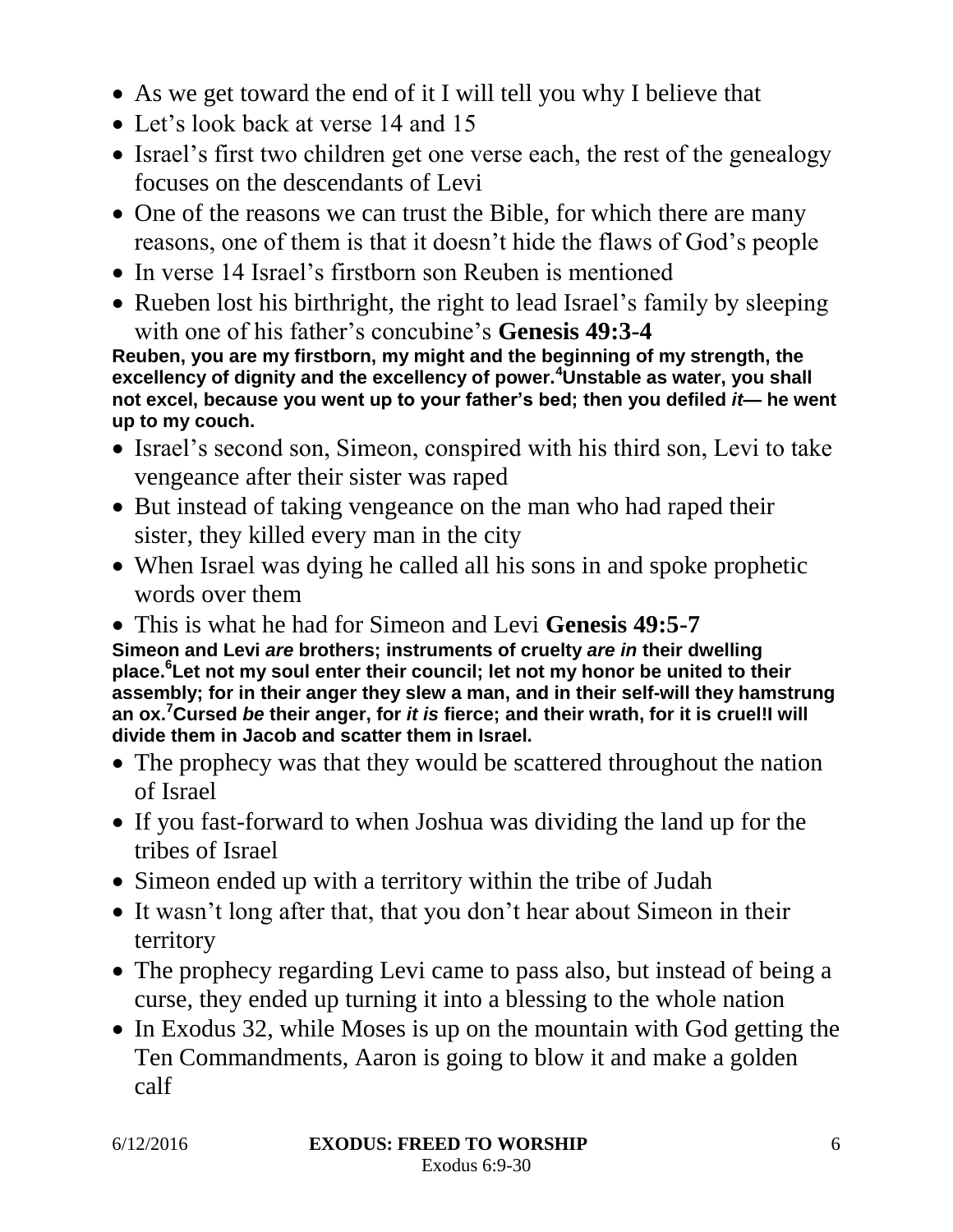- As we get toward the end of it I will tell you why I believe that
- Let's look back at verse 14 and 15
- Israel's first two children get one verse each, the rest of the genealogy focuses on the descendants of Levi
- One of the reasons we can trust the Bible, for which there are many reasons, one of them is that it doesn't hide the flaws of God's people
- In verse 14 Israel's firstborn son Reuben is mentioned
- Rueben lost his birthright, the right to lead Israel's family by sleeping with one of his father's concubine's **Genesis 49:3-4**

**Reuben, you are my firstborn, my might and the beginning of my strength, the excellency of dignity and the excellency of power.[4]Unstable as water, you shall not excel, because you went up to your father's bed; then you defiled *it*— he went up to my couch.**

- Israel's second son, Simeon, conspired with his third son, Levi to take vengeance after their sister was raped
- But instead of taking vengeance on the man who had raped their sister, they killed every man in the city
- When Israel was dying he called all his sons in and spoke prophetic words over them
- This is what he had for Simeon and Levi **Genesis 49:5-7**

**Simeon and Levi *are* brothers; instruments of cruelty *are in* their dwelling place.[6]Let not my soul enter their council; let not my honor be united to their assembly; for in their anger they slew a man, and in their self-will they hamstrung an ox.[7]Cursed *be* their anger, for *it is* fierce; and their wrath, for it is cruel!I will divide them in Jacob and scatter them in Israel.**

- The prophecy was that they would be scattered throughout the nation of Israel
- If you fast-forward to when Joshua was dividing the land up for the tribes of Israel
- Simeon ended up with a territory within the tribe of Judah
- It wasn't long after that, that you don't hear about Simeon in their territory
- The prophecy regarding Levi came to pass also, but instead of being a curse, they ended up turning it into a blessing to the whole nation
- In Exodus 32, while Moses is up on the mountain with God getting the Ten Commandments, Aaron is going to blow it and make a golden calf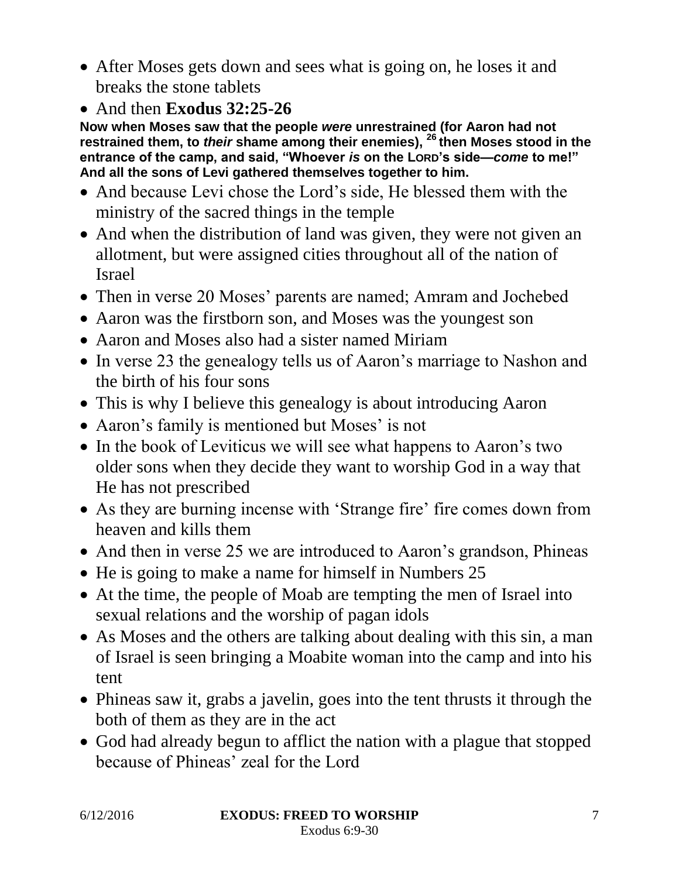- After Moses gets down and sees what is going on, he loses it and breaks the stone tablets
- And then **Exodus 32:25-26**

**Now when Moses saw that the people *were* unrestrained (for Aaron had not restrained them, to *their* shame among their enemies), [26] then Moses stood in the entrance of the camp, and said, "Whoever *is* on the LORD's side—*come* to me!" And all the sons of Levi gathered themselves together to him.**

- And because Levi chose the Lord's side, He blessed them with the ministry of the sacred things in the temple
- And when the distribution of land was given, they were not given an allotment, but were assigned cities throughout all of the nation of Israel
- Then in verse 20 Moses' parents are named; Amram and Jochebed
- Aaron was the firstborn son, and Moses was the youngest son
- Aaron and Moses also had a sister named Miriam
- In verse 23 the genealogy tells us of Aaron's marriage to Nashon and the birth of his four sons
- This is why I believe this genealogy is about introducing Aaron
- Aaron's family is mentioned but Moses' is not
- In the book of Leviticus we will see what happens to Aaron's two older sons when they decide they want to worship God in a way that He has not prescribed
- As they are burning incense with 'Strange fire' fire comes down from heaven and kills them
- And then in verse 25 we are introduced to Aaron's grandson, Phineas
- He is going to make a name for himself in Numbers 25
- At the time, the people of Moab are tempting the men of Israel into sexual relations and the worship of pagan idols
- As Moses and the others are talking about dealing with this sin, a man of Israel is seen bringing a Moabite woman into the camp and into his tent
- Phineas saw it, grabs a javelin, goes into the tent thrusts it through the both of them as they are in the act
- God had already begun to afflict the nation with a plague that stopped because of Phineas' zeal for the Lord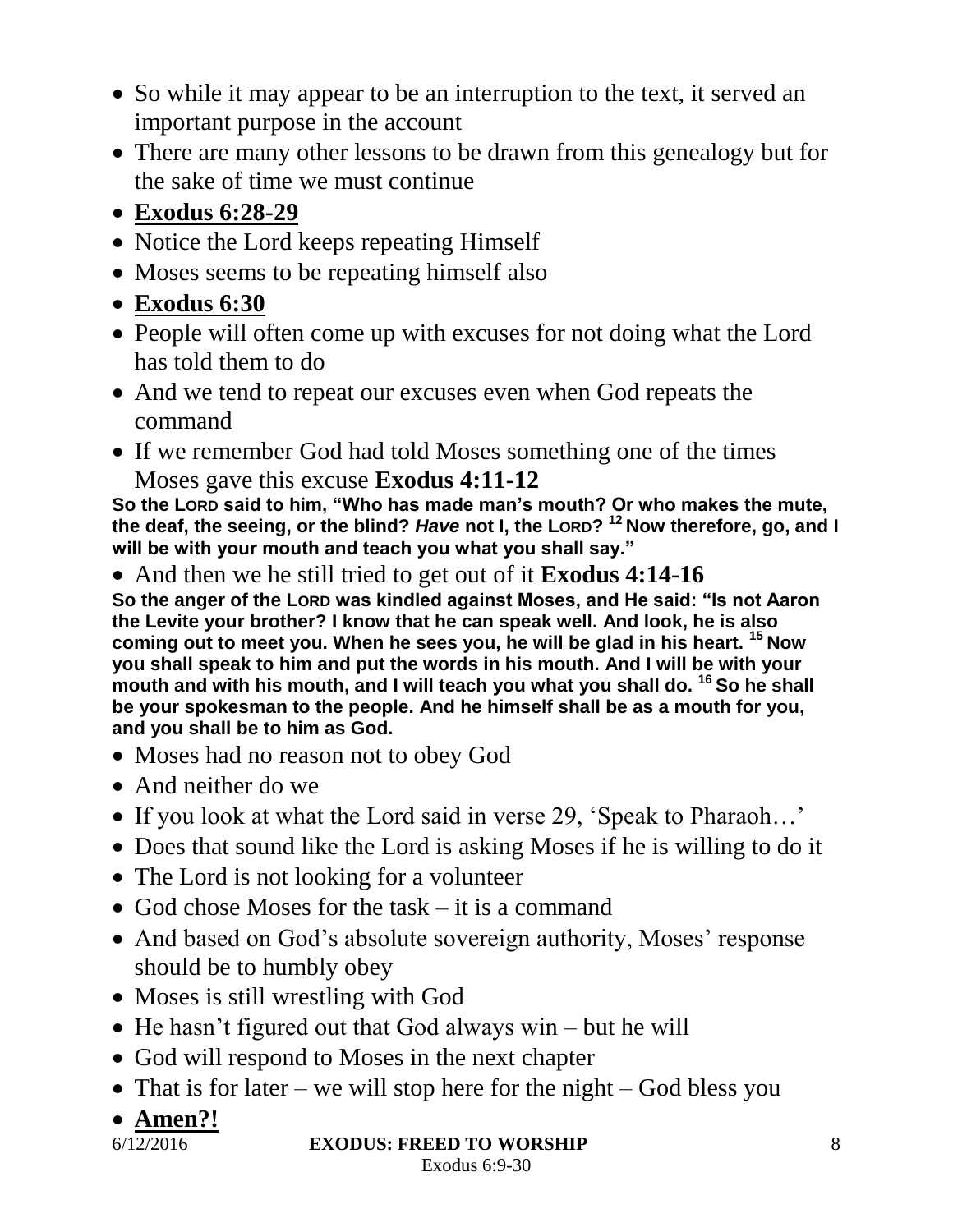- So while it may appear to be an interruption to the text, it served an important purpose in the account
- There are many other lessons to be drawn from this genealogy but for the sake of time we must continue
- **<u>Exodus 6:28-29</u>**
- Notice the Lord keeps repeating Himself
- Moses seems to be repeating himself also
- **<u>Exodus 6:30</u>**
- People will often come up with excuses for not doing what the Lord has told them to do
- And we tend to repeat our excuses even when God repeats the command
- If we remember God had told Moses something one of the times Moses gave this excuse **Exodus 4:11-12**

**So the LORD said to him, "Who has made man's mouth? Or who makes the mute, the deaf, the seeing, or the blind? *Have* not I, the LORD? [12] Now therefore, go, and I will be with your mouth and teach you what you shall say."**

- And then we he still tried to get out of it **Exodus 4:14-16**

**So the anger of the LORD was kindled against Moses, and He said: "Is not Aaron the Levite your brother? I know that he can speak well. And look, he is also coming out to meet you. When he sees you, he will be glad in his heart. [15] Now you shall speak to him and put the words in his mouth. And I will be with your mouth and with his mouth, and I will teach you what you shall do. [16] So he shall be your spokesman to the people. And he himself shall be as a mouth for you, and you shall be to him as God.**

- Moses had no reason not to obey God
- And neither do we
- If you look at what the Lord said in verse 29, 'Speak to Pharaoh…'
- Does that sound like the Lord is asking Moses if he is willing to do it
- The Lord is not looking for a volunteer
- God chose Moses for the task – it is a command
- And based on God's absolute sovereign authority, Moses' response should be to humbly obey
- Moses is still wrestling with God
- He hasn't figured out that God always win – but he will
- God will respond to Moses in the next chapter
- That is for later – we will stop here for the night – God bless you
- **<u>Amen?!</u>**